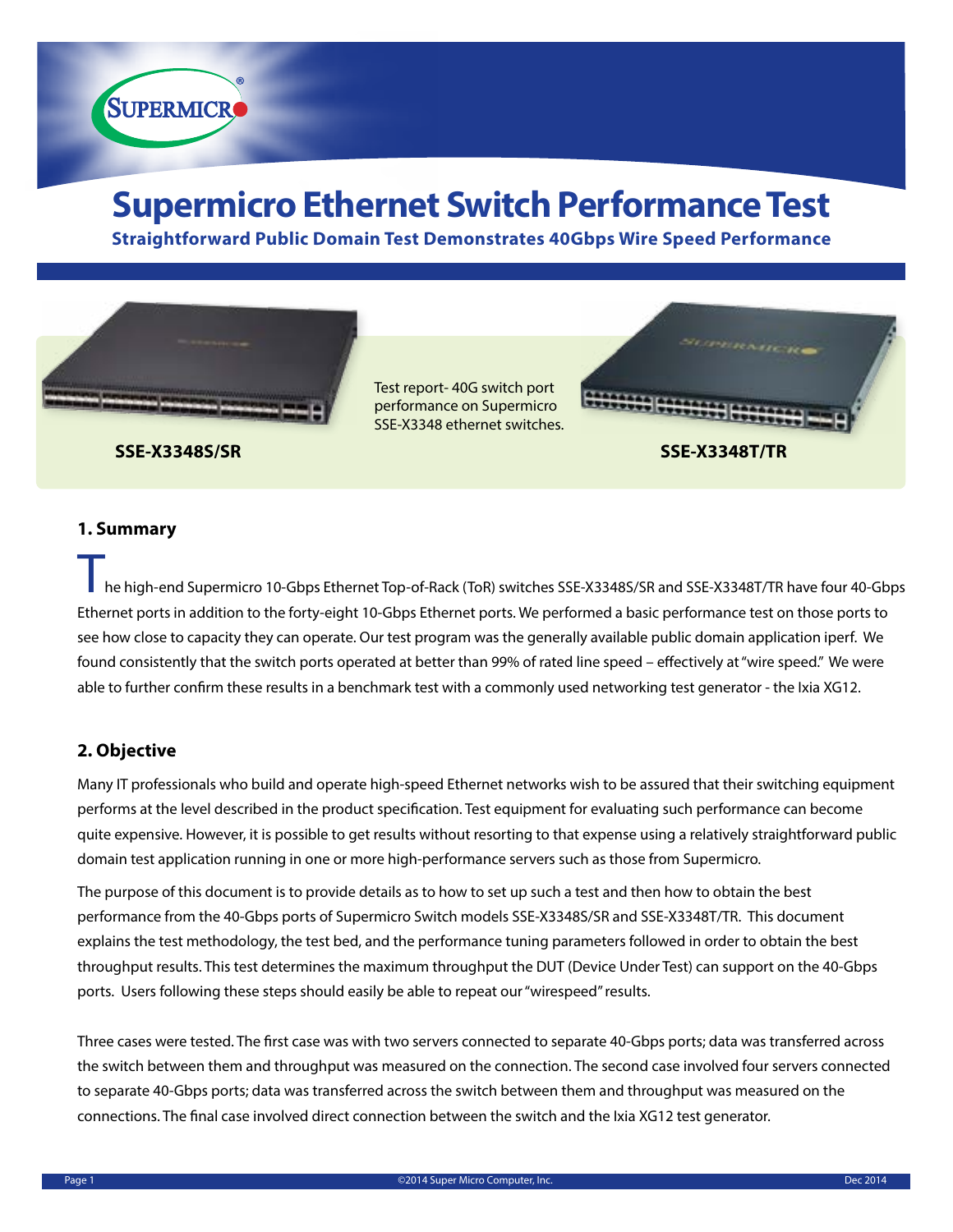# Supermicro Ethernet Switch Performance Test

**Straightforward Public Domain Test Demonstrates 40Gbps Wire Speed Performance**

**SSE-X3348S/SR**

Test report- 40G switch port performance on Supermicro SSE-X3348 ethernet switches.

**SSE-X3348T/TR**

## 1. Summary

The high-end Supermicro 10-Gbps Ethernet Top-of-Rack (ToR) switches SSE-X3348S/SR and SSE-X3348T/TR have four 40-Gbps Ethernet ports in addition to the forty-eight 10-Gbps Ethernet ports. We performed a basic performance test on those ports to see how close to capacity they can operate. Our test program was the generally available public domain application iperf. We found consistently that the switch ports operated at better than 99% of rated line speed – effectively at "wire speed." We were able to further confirm these results in a benchmark test with a commonly used networking test generator - the Ixia XG12.

## 2. Objective

Many IT professionals who build and operate high-speed Ethernet networks wish to be assured that their switching equipment performs at the level described in the product specification. Test equipment for evaluating such performance can become quite expensive. However, it is possible to get results without resorting to that expense using a relatively straightforward public domain test application running in one or more high-performance servers such as those from Supermicro.

The purpose of this document is to provide details as to how to set up such a test and then how to obtain the best performance from the 40-Gbps ports of Supermicro Switch models SSE-X3348S/SR and SSE-X3348T/TR. This document explains the test methodology, the test bed, and the performance tuning parameters followed in order to obtain the best throughput results. This test determines the maximum throughput the DUT (Device Under Test) can support on the 40-Gbps ports. Users following these steps should easily be able to repeat our "wirespeed" results.

Three cases were tested. The first case was with two servers connected to separate 40-Gbps ports; data was transferred across the switch between them and throughput was measured on the connection. The second case involved four servers connected to separate 40-Gbps ports; data was transferred across the switch between them and throughput was measured on the connections. The final case involved direct connection between the switch and the Ixia XG12 test generator.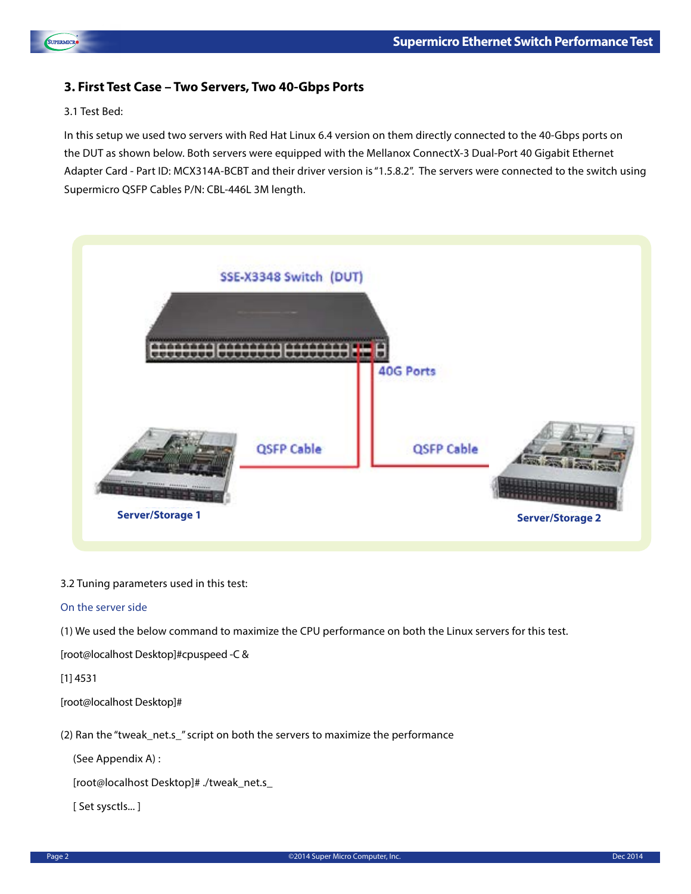## 3. First Test Case – Two Servers, Two 40-Gbps Ports

3.1 Test Bed:

In this setup we used two servers with Red Hat Linux 6.4 version on them directly connected to the 40-Gbps ports on the DUT as shown below. Both servers were equipped with the Mellanox ConnectX-3 Dual-Port 40 Gigabit Ethernet Adapter Card - Part ID: MCX314A-BCBT and their driver version is "1.5.8.2". The servers were connected to the switch using Supermicro QSFP Cables P/N: CBL-446L 3M length.

SSE-X3348 Switch (DUT)

40G Ports

QSFP Cable

QSFP Cable

Server/Storage 1

Server/Storage 2

3.2 Tuning parameters used in this test:

On the server side

(1) We used the below command to maximize the CPU performance on both the Linux servers for this test.

[root@localhost Desktop]#cpuspeed -C &

[1] 4531

[root@localhost Desktop]#

(2) Ran the "tweak_net.s_" script on both the servers to maximize the performance

(See Appendix A) :

[root@localhost Desktop]# ./tweak_net.s_

[ Set sysctls... ]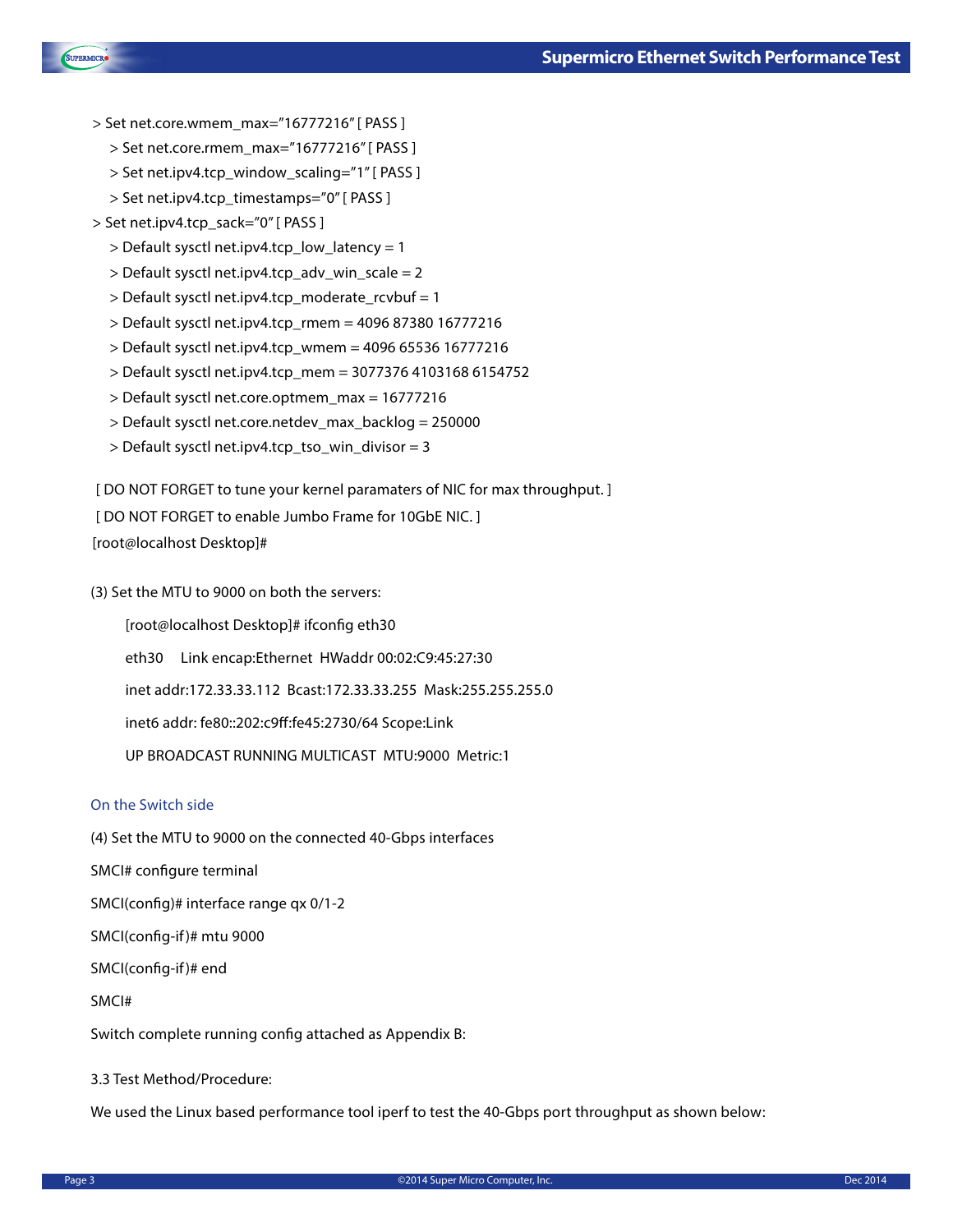```
> Set net.core.wmem_max="16777216" [ PASS ]
  > Set net.core.rmem_max="16777216" [ PASS ]
  > Set net.ipv4.tcp_window_scaling="1" [ PASS ]
  > Set net.ipv4.tcp_timestamps="0" [ PASS ]
> Set net.ipv4.tcp_sack="0" [ PASS ]
  > Default sysctl net.ipv4.tcp_low_latency = 1
  > Default sysctl net.ipv4.tcp_adv_win_scale = 2
  > Default sysctl net.ipv4.tcp_moderate_rcvbuf = 1
  > Default sysctl net.ipv4.tcp_rmem = 4096 87380 16777216
  > Default sysctl net.ipv4.tcp_wmem = 4096 65536 16777216
  > Default sysctl net.ipv4.tcp_mem = 3077376 4103168 6154752
  > Default sysctl net.core.optmem_max = 16777216
  > Default sysctl net.core.netdev_max_backlog = 250000
  > Default sysctl net.ipv4.tcp_tso_win_divisor = 3

 [ DO NOT FORGET to tune your kernel paramaters of NIC for max throughput. ]
 [ DO NOT FORGET to enable Jumbo Frame for 10GbE NIC. ]
[root@localhost Desktop]#
```

(3) Set the MTU to 9000 on both the servers:

```
[root@localhost Desktop]# ifconfig eth30
eth30     Link encap:Ethernet  HWaddr 00:02:C9:45:27:30
inet addr:172.33.33.112  Bcast:172.33.33.255  Mask:255.255.255.0
inet6 addr: fe80::202:c9ff:fe45:2730/64 Scope:Link
UP BROADCAST RUNNING MULTICAST  MTU:9000  Metric:1
```

### On the Switch side

(4) Set the MTU to 9000 on the connected 40-Gbps interfaces

```
SMCI# configure terminal
SMCI(config)# interface range qx 0/1-2
SMCI(config-if)# mtu 9000
SMCI(config-if)# end
SMCI#
```

Switch complete running config attached as Appendix B:

3.3 Test Method/Procedure:

We used the Linux based performance tool iperf to test the 40-Gbps port throughput as shown below: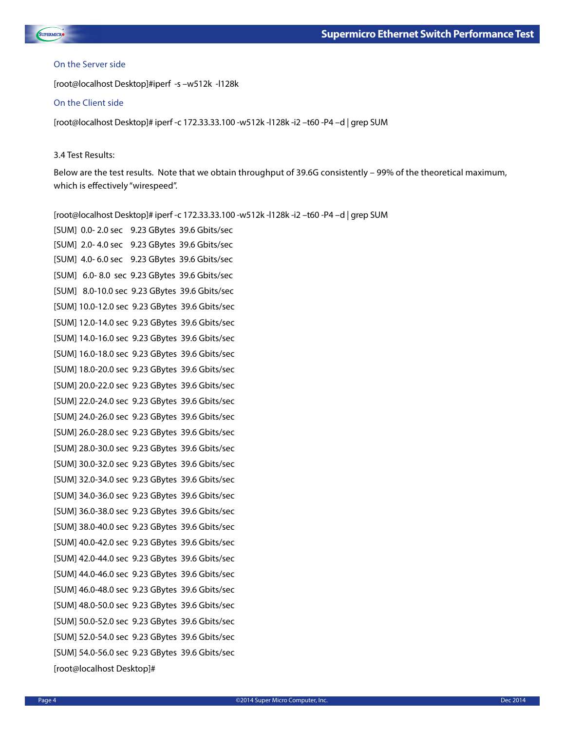On the Server side

```
[root@localhost Desktop]#iperf -s –w512k -l128k
```

On the Client side

```
[root@localhost Desktop]# iperf -c 172.33.33.100 -w512k -l128k -i2 –t60 -P4 –d | grep SUM
```

3.4 Test Results:

Below are the test results. Note that we obtain throughput of 39.6G consistently – 99% of the theoretical maximum, which is effectively "wirespeed".

```
[root@localhost Desktop]# iperf -c 172.33.33.100 -w512k -l128k -i2 –t60 -P4 –d | grep SUM
[SUM]  0.0- 2.0 sec   9.23 GBytes  39.6 Gbits/sec
[SUM]  2.0- 4.0 sec   9.23 GBytes  39.6 Gbits/sec
[SUM]  4.0- 6.0 sec   9.23 GBytes  39.6 Gbits/sec
[SUM]  6.0- 8.0 sec   9.23 GBytes  39.6 Gbits/sec
[SUM]  8.0-10.0 sec   9.23 GBytes  39.6 Gbits/sec
[SUM] 10.0-12.0 sec   9.23 GBytes  39.6 Gbits/sec
[SUM] 12.0-14.0 sec   9.23 GBytes  39.6 Gbits/sec
[SUM] 14.0-16.0 sec   9.23 GBytes  39.6 Gbits/sec
[SUM] 16.0-18.0 sec   9.23 GBytes  39.6 Gbits/sec
[SUM] 18.0-20.0 sec   9.23 GBytes  39.6 Gbits/sec
[SUM] 20.0-22.0 sec   9.23 GBytes  39.6 Gbits/sec
[SUM] 22.0-24.0 sec   9.23 GBytes  39.6 Gbits/sec
[SUM] 24.0-26.0 sec   9.23 GBytes  39.6 Gbits/sec
[SUM] 26.0-28.0 sec   9.23 GBytes  39.6 Gbits/sec
[SUM] 28.0-30.0 sec   9.23 GBytes  39.6 Gbits/sec
[SUM] 30.0-32.0 sec   9.23 GBytes  39.6 Gbits/sec
[SUM] 32.0-34.0 sec   9.23 GBytes  39.6 Gbits/sec
[SUM] 34.0-36.0 sec   9.23 GBytes  39.6 Gbits/sec
[SUM] 36.0-38.0 sec   9.23 GBytes  39.6 Gbits/sec
[SUM] 38.0-40.0 sec   9.23 GBytes  39.6 Gbits/sec
[SUM] 40.0-42.0 sec   9.23 GBytes  39.6 Gbits/sec
[SUM] 42.0-44.0 sec   9.23 GBytes  39.6 Gbits/sec
[SUM] 44.0-46.0 sec   9.23 GBytes  39.6 Gbits/sec
[SUM] 46.0-48.0 sec   9.23 GBytes  39.6 Gbits/sec
[SUM] 48.0-50.0 sec   9.23 GBytes  39.6 Gbits/sec
[SUM] 50.0-52.0 sec   9.23 GBytes  39.6 Gbits/sec
[SUM] 52.0-54.0 sec   9.23 GBytes  39.6 Gbits/sec
[SUM] 54.0-56.0 sec   9.23 GBytes  39.6 Gbits/sec
[root@localhost Desktop]#
```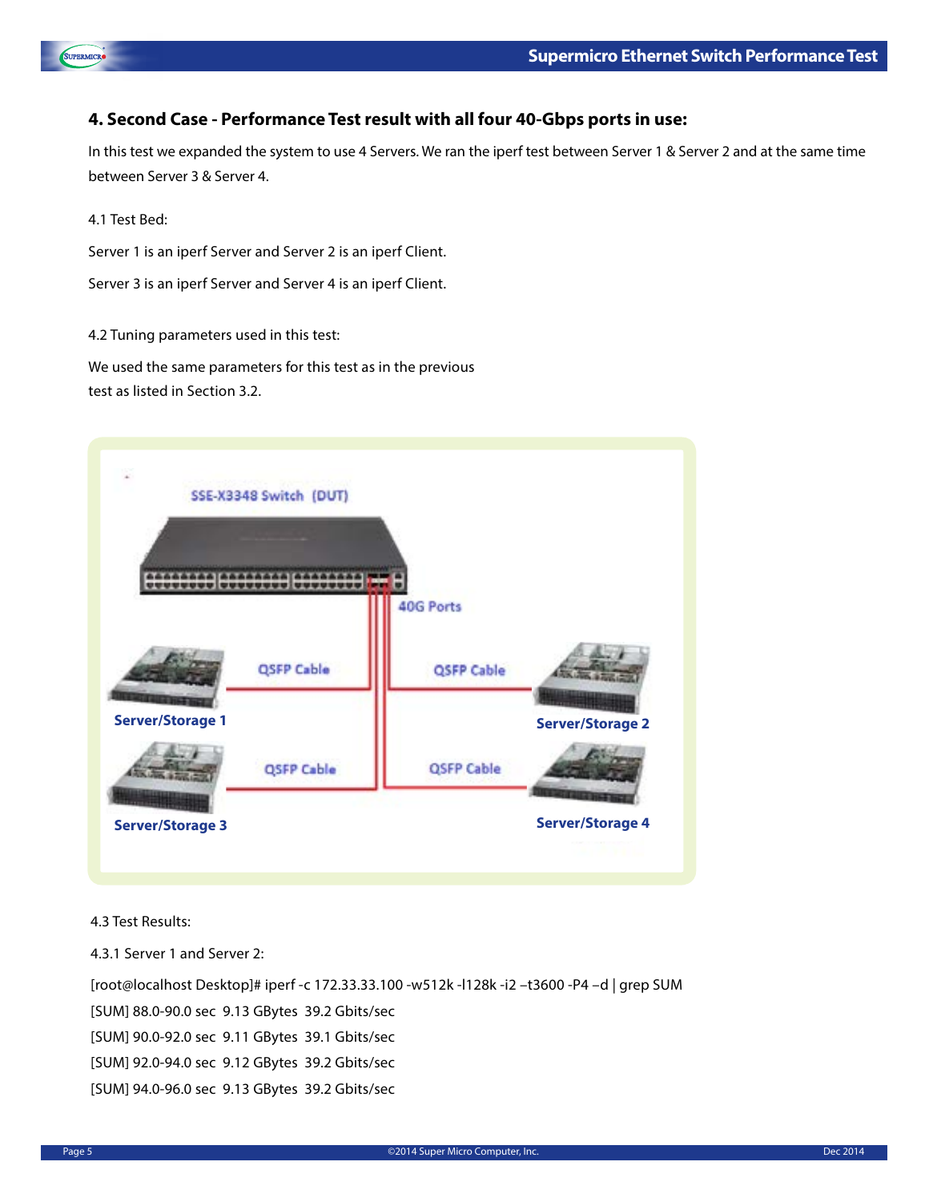## 4. Second Case - Performance Test result with all four 40-Gbps ports in use:

In this test we expanded the system to use 4 Servers. We ran the iperf test between Server 1 & Server 2 and at the same time between Server 3 & Server 4.

4.1 Test Bed:

Server 1 is an iperf Server and Server 2 is an iperf Client.

Server 3 is an iperf Server and Server 4 is an iperf Client.

4.2 Tuning parameters used in this test:

We used the same parameters for this test as in the previous test as listed in Section 3.2.

SSE-X3348 Switch (DUT)

40G Ports

QSFP Cable

QSFP Cable

QSFP Cable

QSFP Cable

Server/Storage 1

Server/Storage 2

Server/Storage 3

Server/Storage 4

4.3 Test Results:

4.3.1 Server 1 and Server 2:

```
[root@localhost Desktop]# iperf -c 172.33.33.100 -w512k -l128k -i2 –t3600 -P4 –d | grep SUM
[SUM] 88.0-90.0 sec  9.13 GBytes  39.2 Gbits/sec
[SUM] 90.0-92.0 sec  9.11 GBytes  39.1 Gbits/sec
[SUM] 92.0-94.0 sec  9.12 GBytes  39.2 Gbits/sec
[SUM] 94.0-96.0 sec  9.13 GBytes  39.2 Gbits/sec
```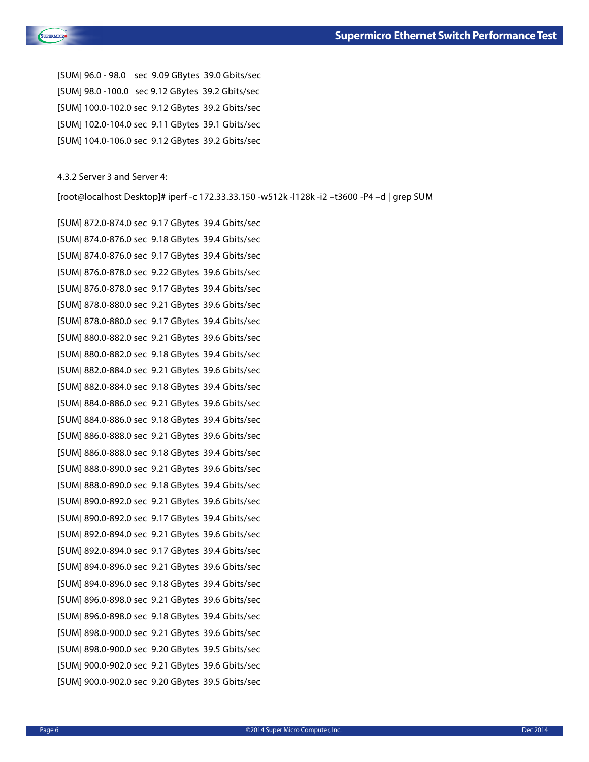```
[SUM] 96.0 - 98.0    sec  9.09 GBytes  39.0 Gbits/sec
[SUM] 98.0 -100.0   sec 9.12 GBytes  39.2 Gbits/sec
[SUM] 100.0-102.0 sec  9.12 GBytes  39.2 Gbits/sec
[SUM] 102.0-104.0 sec  9.11 GBytes  39.1 Gbits/sec
[SUM] 104.0-106.0 sec  9.12 GBytes  39.2 Gbits/sec
```

4.3.2 Server 3 and Server 4:

```
[root@localhost Desktop]# iperf -c 172.33.33.150 -w512k -l128k -i2 –t3600 -P4 –d | grep SUM
```

```
[SUM] 872.0-874.0 sec  9.17 GBytes  39.4 Gbits/sec
[SUM] 874.0-876.0 sec  9.18 GBytes  39.4 Gbits/sec
[SUM] 874.0-876.0 sec  9.17 GBytes  39.4 Gbits/sec
[SUM] 876.0-878.0 sec  9.22 GBytes  39.6 Gbits/sec
[SUM] 876.0-878.0 sec  9.17 GBytes  39.4 Gbits/sec
[SUM] 878.0-880.0 sec  9.21 GBytes  39.6 Gbits/sec
[SUM] 878.0-880.0 sec  9.17 GBytes  39.4 Gbits/sec
[SUM] 880.0-882.0 sec  9.21 GBytes  39.6 Gbits/sec
[SUM] 880.0-882.0 sec  9.18 GBytes  39.4 Gbits/sec
[SUM] 882.0-884.0 sec  9.21 GBytes  39.6 Gbits/sec
[SUM] 882.0-884.0 sec  9.18 GBytes  39.4 Gbits/sec
[SUM] 884.0-886.0 sec  9.21 GBytes  39.6 Gbits/sec
[SUM] 884.0-886.0 sec  9.18 GBytes  39.4 Gbits/sec
[SUM] 886.0-888.0 sec  9.21 GBytes  39.6 Gbits/sec
[SUM] 886.0-888.0 sec  9.18 GBytes  39.4 Gbits/sec
[SUM] 888.0-890.0 sec  9.21 GBytes  39.6 Gbits/sec
[SUM] 888.0-890.0 sec  9.18 GBytes  39.4 Gbits/sec
[SUM] 890.0-892.0 sec  9.21 GBytes  39.6 Gbits/sec
[SUM] 890.0-892.0 sec  9.17 GBytes  39.4 Gbits/sec
[SUM] 892.0-894.0 sec  9.21 GBytes  39.6 Gbits/sec
[SUM] 892.0-894.0 sec  9.17 GBytes  39.4 Gbits/sec
[SUM] 894.0-896.0 sec  9.21 GBytes  39.6 Gbits/sec
[SUM] 894.0-896.0 sec  9.18 GBytes  39.4 Gbits/sec
[SUM] 896.0-898.0 sec  9.21 GBytes  39.6 Gbits/sec
[SUM] 896.0-898.0 sec  9.18 GBytes  39.4 Gbits/sec
[SUM] 898.0-900.0 sec  9.21 GBytes  39.6 Gbits/sec
[SUM] 898.0-900.0 sec  9.20 GBytes  39.5 Gbits/sec
[SUM] 900.0-902.0 sec  9.21 GBytes  39.6 Gbits/sec
[SUM] 900.0-902.0 sec  9.20 GBytes  39.5 Gbits/sec
```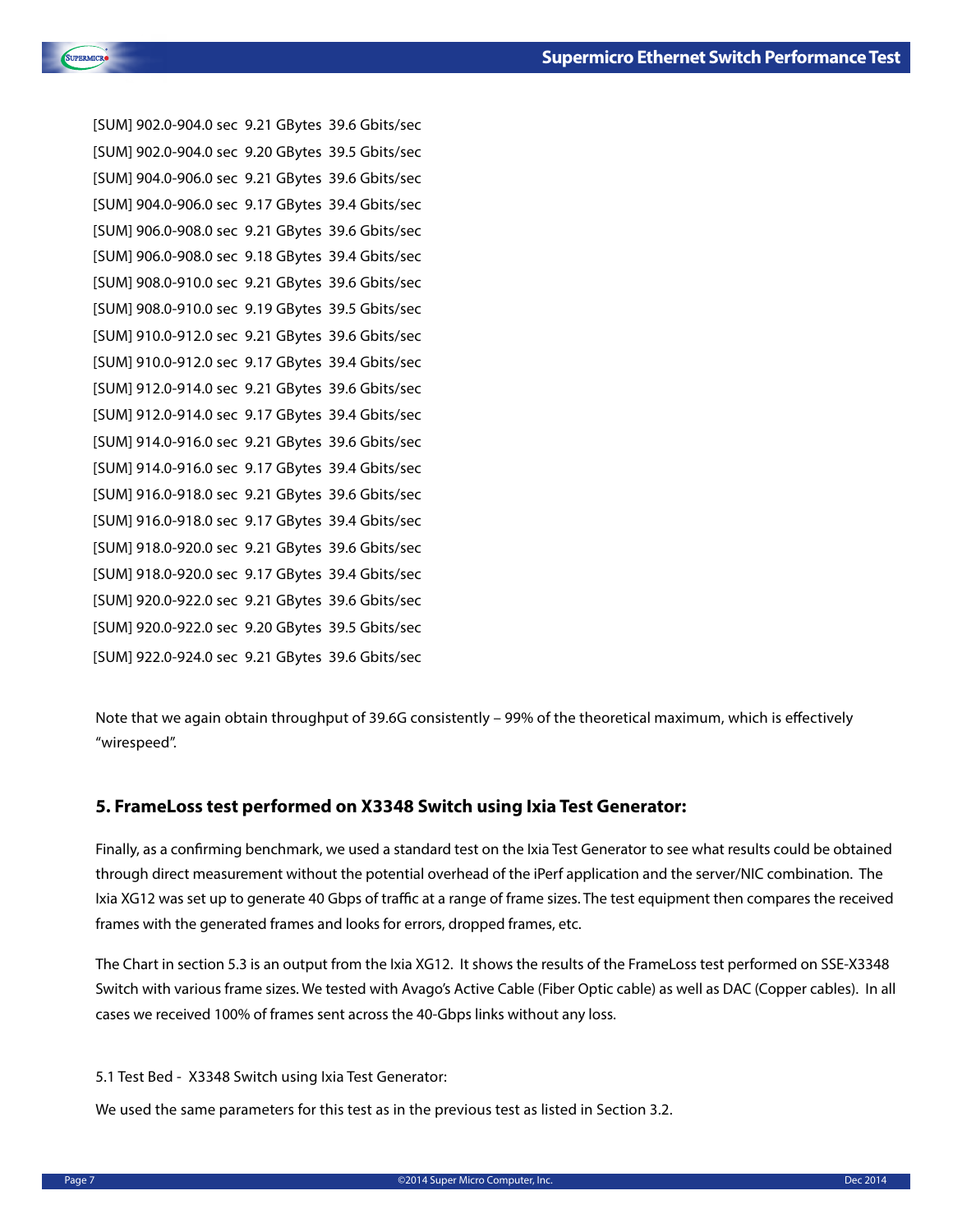```
[SUM] 902.0-904.0 sec  9.21 GBytes  39.6 Gbits/sec
[SUM] 902.0-904.0 sec  9.20 GBytes  39.5 Gbits/sec
[SUM] 904.0-906.0 sec  9.21 GBytes  39.6 Gbits/sec
[SUM] 904.0-906.0 sec  9.17 GBytes  39.4 Gbits/sec
[SUM] 906.0-908.0 sec  9.21 GBytes  39.6 Gbits/sec
[SUM] 906.0-908.0 sec  9.18 GBytes  39.4 Gbits/sec
[SUM] 908.0-910.0 sec  9.21 GBytes  39.6 Gbits/sec
[SUM] 908.0-910.0 sec  9.19 GBytes  39.5 Gbits/sec
[SUM] 910.0-912.0 sec  9.21 GBytes  39.6 Gbits/sec
[SUM] 910.0-912.0 sec  9.17 GBytes  39.4 Gbits/sec
[SUM] 912.0-914.0 sec  9.21 GBytes  39.6 Gbits/sec
[SUM] 912.0-914.0 sec  9.17 GBytes  39.4 Gbits/sec
[SUM] 914.0-916.0 sec  9.21 GBytes  39.6 Gbits/sec
[SUM] 914.0-916.0 sec  9.17 GBytes  39.4 Gbits/sec
[SUM] 916.0-918.0 sec  9.21 GBytes  39.6 Gbits/sec
[SUM] 916.0-918.0 sec  9.17 GBytes  39.4 Gbits/sec
[SUM] 918.0-920.0 sec  9.21 GBytes  39.6 Gbits/sec
[SUM] 918.0-920.0 sec  9.17 GBytes  39.4 Gbits/sec
[SUM] 920.0-922.0 sec  9.21 GBytes  39.6 Gbits/sec
[SUM] 920.0-922.0 sec  9.20 GBytes  39.5 Gbits/sec
[SUM] 922.0-924.0 sec  9.21 GBytes  39.6 Gbits/sec
```

Note that we again obtain throughput of 39.6G consistently – 99% of the theoretical maximum, which is effectively "wirespeed".

## 5. FrameLoss test performed on X3348 Switch using Ixia Test Generator:

Finally, as a confirming benchmark, we used a standard test on the Ixia Test Generator to see what results could be obtained through direct measurement without the potential overhead of the iPerf application and the server/NIC combination. The Ixia XG12 was set up to generate 40 Gbps of traffic at a range of frame sizes. The test equipment then compares the received frames with the generated frames and looks for errors, dropped frames, etc.

The Chart in section 5.3 is an output from the Ixia XG12. It shows the results of the FrameLoss test performed on SSE-X3348 Switch with various frame sizes. We tested with Avago's Active Cable (Fiber Optic cable) as well as DAC (Copper cables). In all cases we received 100% of frames sent across the 40-Gbps links without any loss.

5.1 Test Bed - X3348 Switch using Ixia Test Generator:

We used the same parameters for this test as in the previous test as listed in Section 3.2.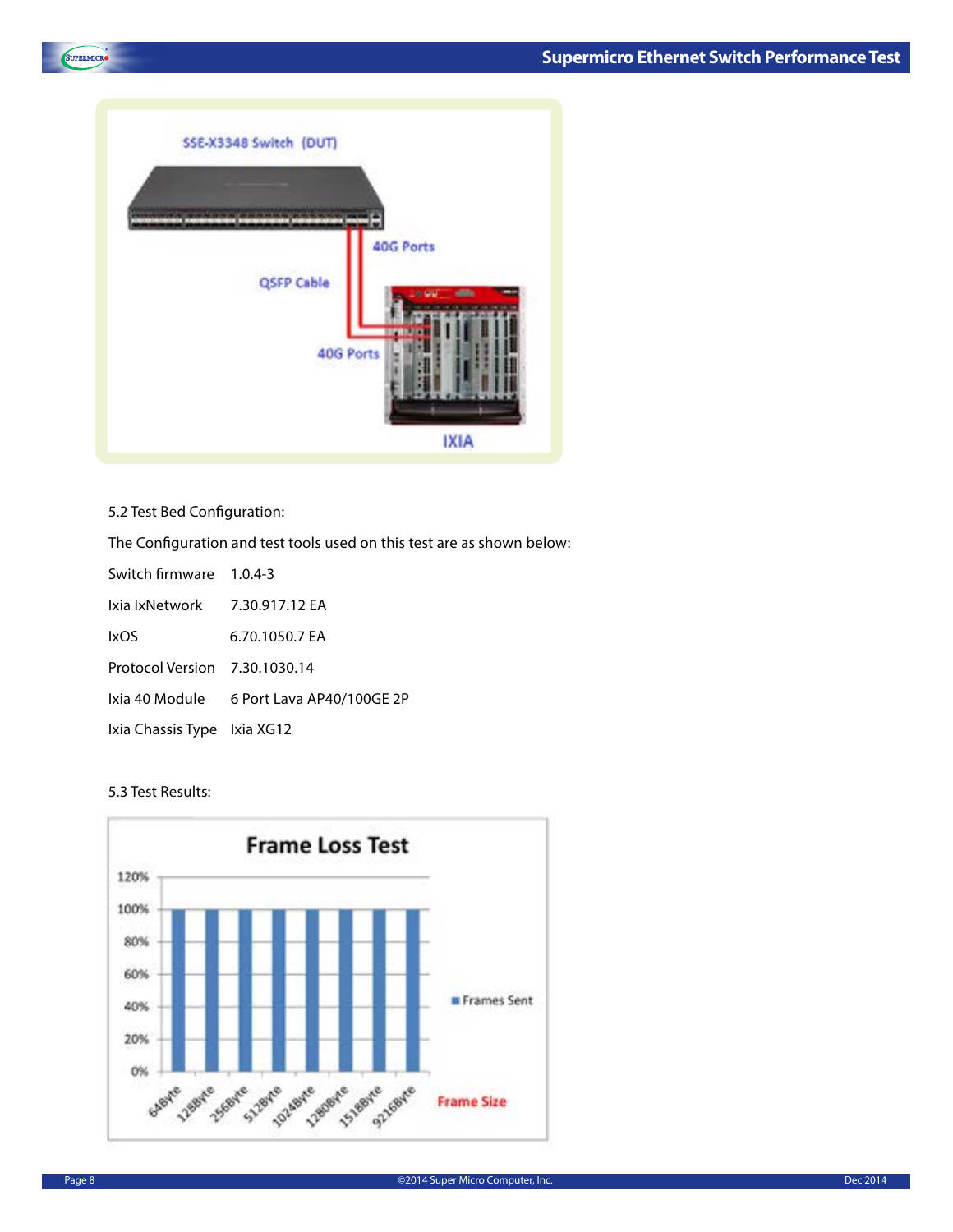5.2 Test Bed Configuration:

The Configuration and test tools used on this test are as shown below:

| | |
|---|---|
| Switch firmware | 1.0.4-3 |
| Ixia IxNetwork | 7.30.917.12 EA |
| IxOS | 6.70.1050.7 EA |
| Protocol Version | 7.30.1030.14 |
| Ixia 40 Module | 6 Port Lava AP40/100GE 2P |
| Ixia Chassis Type | Ixia XG12 |

5.3 Test Results: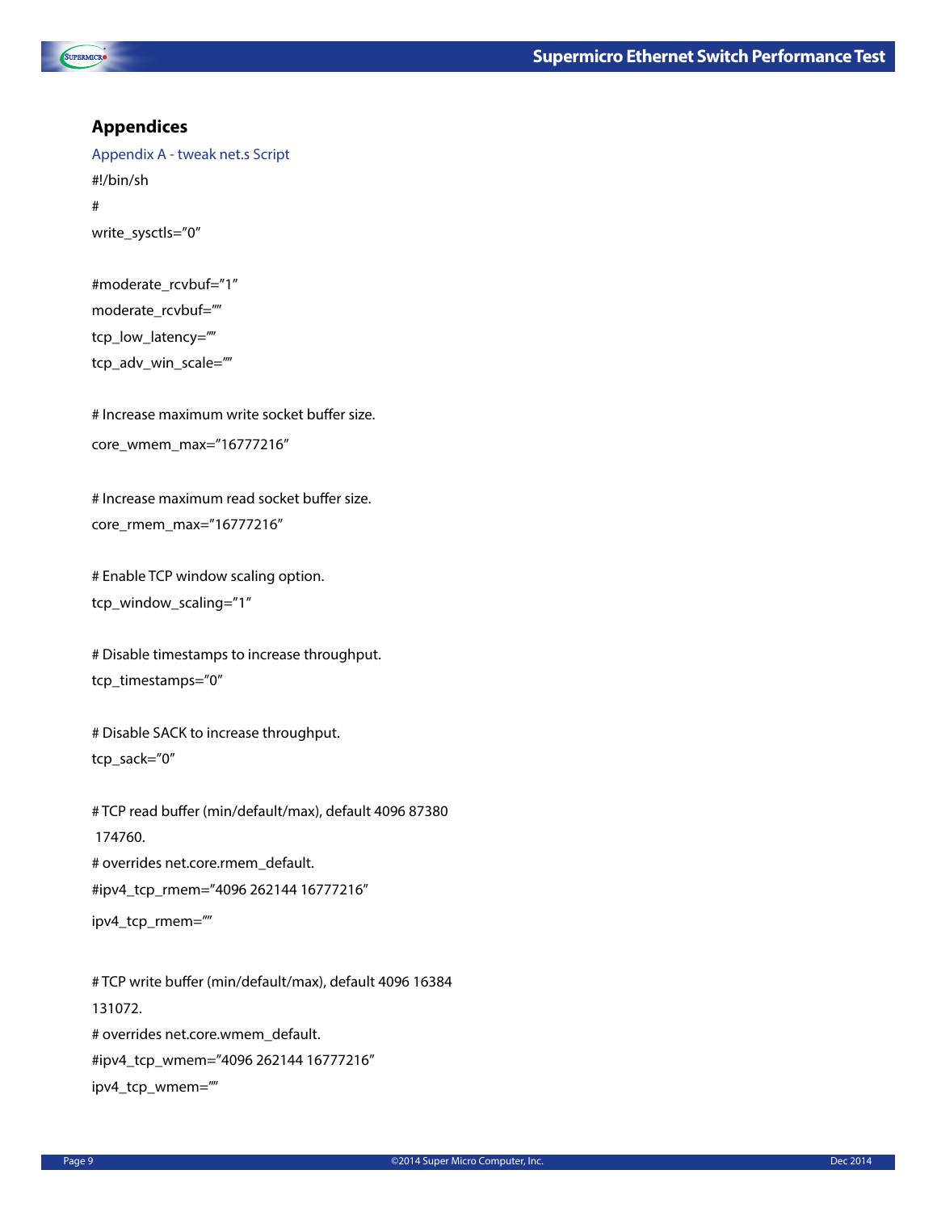## Appendices

### Appendix A - tweak net.s Script

```
#!/bin/sh
#
write_sysctls="0"

#moderate_rcvbuf="1"
moderate_rcvbuf=""
tcp_low_latency=""
tcp_adv_win_scale=""

# Increase maximum write socket buffer size.
core_wmem_max="16777216"

# Increase maximum read socket buffer size.
core_rmem_max="16777216"

# Enable TCP window scaling option.
tcp_window_scaling="1"

# Disable timestamps to increase throughput.
tcp_timestamps="0"

# Disable SACK to increase throughput.
tcp_sack="0"

# TCP read buffer (min/default/max), default 4096 87380
 174760.
# overrides net.core.rmem_default.
#ipv4_tcp_rmem="4096 262144 16777216"
ipv4_tcp_rmem=""

# TCP write buffer (min/default/max), default 4096 16384
131072.
# overrides net.core.wmem_default.
#ipv4_tcp_wmem="4096 262144 16777216"
ipv4_tcp_wmem=""
```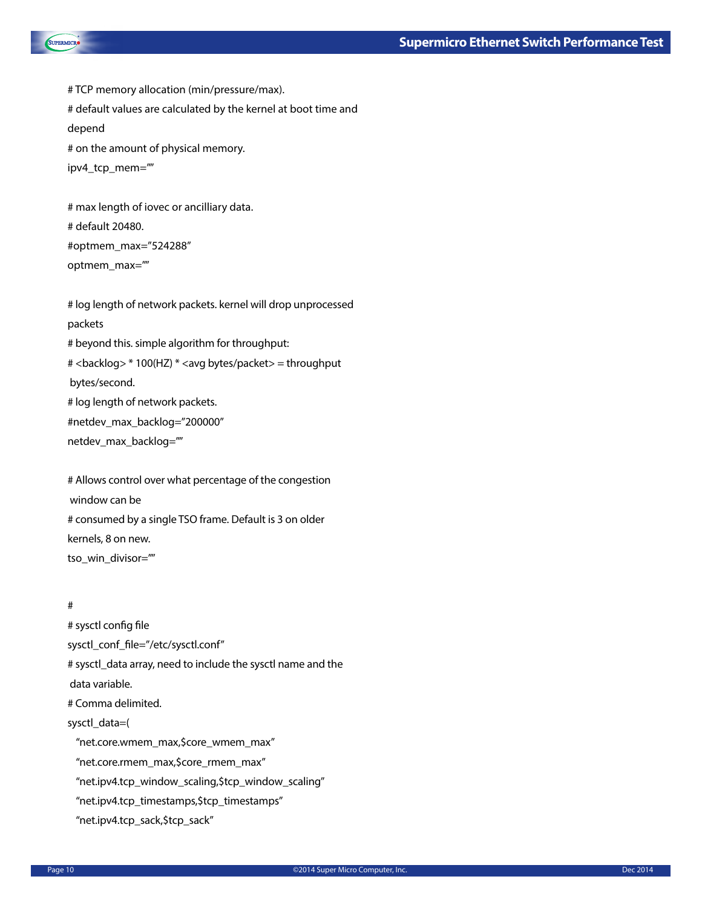```
# TCP memory allocation (min/pressure/max).
# default values are calculated by the kernel at boot time and
depend
# on the amount of physical memory.
ipv4_tcp_mem=""

# max length of iovec or ancilliary data.
# default 20480.
#optmem_max="524288"
optmem_max=""

# log length of network packets. kernel will drop unprocessed
packets
# beyond this. simple algorithm for throughput:
# <backlog> * 100(HZ) * <avg bytes/packet> = throughput
 bytes/second.
# log length of network packets.
#netdev_max_backlog="200000"
netdev_max_backlog=""

# Allows control over what percentage of the congestion
 window can be
# consumed by a single TSO frame. Default is 3 on older
kernels, 8 on new.
tso_win_divisor=""


#
# sysctl config file
sysctl_conf_file="/etc/sysctl.conf"
# sysctl_data array, need to include the sysctl name and the
 data variable.
# Comma delimited.
sysctl_data=(
  "net.core.wmem_max,$core_wmem_max"
  "net.core.rmem_max,$core_rmem_max"
  "net.ipv4.tcp_window_scaling,$tcp_window_scaling"
  "net.ipv4.tcp_timestamps,$tcp_timestamps"
  "net.ipv4.tcp_sack,$tcp_sack"
```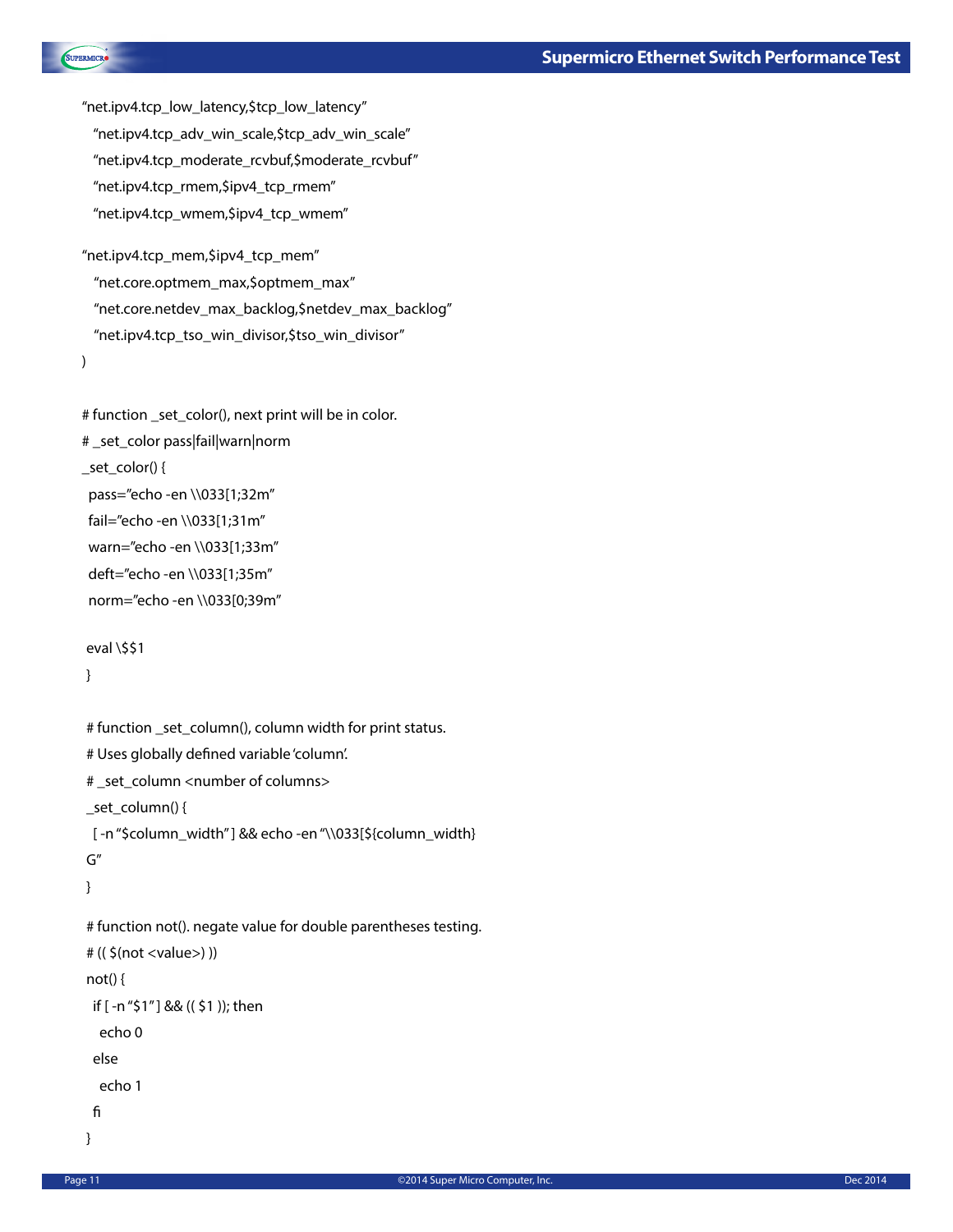```
"net.ipv4.tcp_low_latency,$tcp_low_latency"
  "net.ipv4.tcp_adv_win_scale,$tcp_adv_win_scale"
  "net.ipv4.tcp_moderate_rcvbuf,$moderate_rcvbuf"
  "net.ipv4.tcp_rmem,$ipv4_tcp_rmem"
  "net.ipv4.tcp_wmem,$ipv4_tcp_wmem"

"net.ipv4.tcp_mem,$ipv4_tcp_mem"
  "net.core.optmem_max,$optmem_max"
  "net.core.netdev_max_backlog,$netdev_max_backlog"
  "net.ipv4.tcp_tso_win_divisor,$tso_win_divisor"
)

# function _set_color(), next print will be in color.
# _set_color pass|fail|warn|norm
_set_color() {
 pass="echo -en \\033[1;32m"
 fail="echo -en \\033[1;31m"
 warn="echo -en \\033[1;33m"
 deft="echo -en \\033[1;35m"
 norm="echo -en \\033[0;39m"

 eval \$$1
 }

 # function _set_column(), column width for print status.
 # Uses globally defined variable 'column'.
 # _set_column <number of columns>
 _set_column() {
  [ -n "$column_width" ] && echo -en "\\033[${column_width}
 G"
 }

 # function not(). negate value for double parentheses testing.
 # (( $(not <value>) ))
 not() {
  if [ -n "$1" ] && (( $1 )); then
    echo 0
  else
    echo 1
  fi
 }
```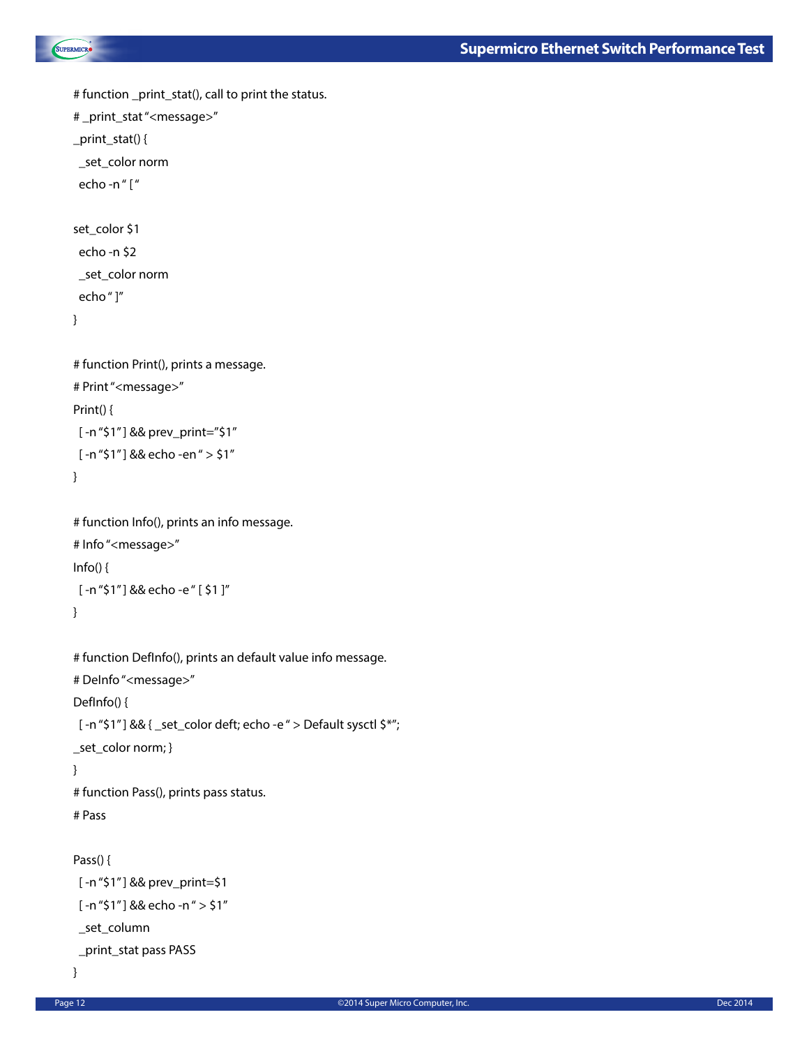```
# function _print_stat(), call to print the status.
# _print_stat "<message>"
_print_stat() {
  _set_color norm
  echo -n " [ "

set_color $1
  echo -n $2
  _set_color norm
  echo " ]"
}

# function Print(), prints a message.
# Print "<message>"
Print() {
  [ -n "$1" ] && prev_print="$1"
  [ -n "$1" ] && echo -en " > $1"
}

# function Info(), prints an info message.
# Info "<message>"
Info() {
  [ -n "$1" ] && echo -e " [ $1 ]"
}

# function DefInfo(), prints an default value info message.
# DeInfo "<message>"
DefInfo() {
  [ -n "$1" ] && { _set_color deft; echo -e " > Default sysctl $*";
_set_color norm; }
}
# function Pass(), prints pass status.
# Pass

Pass() {
  [ -n "$1" ] && prev_print=$1
  [ -n "$1" ] && echo -n " > $1"
  _set_column
  _print_stat pass PASS
}
```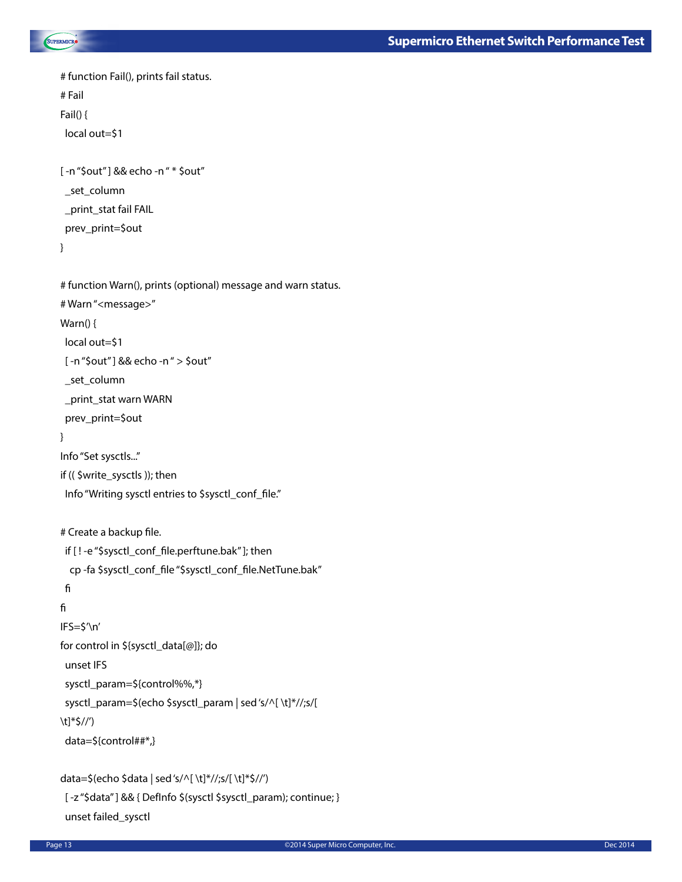```
# function Fail(), prints fail status.
# Fail
Fail() {
 local out=$1

[ -n "$out" ] && echo -n " * $out"
 _set_column
 _print_stat fail FAIL
 prev_print=$out
}

# function Warn(), prints (optional) message and warn status.
# Warn "<message>"
Warn() {
 local out=$1
 [ -n "$out" ] && echo -n " > $out"
 _set_column
 _print_stat warn WARN
 prev_print=$out
}
Info "Set sysctls..."
if (( $write_sysctls )); then
 Info "Writing sysctl entries to $sysctl_conf_file."

# Create a backup file.
 if [ ! -e "$sysctl_conf_file.perftune.bak" ]; then
  cp -fa $sysctl_conf_file "$sysctl_conf_file.NetTune.bak"
 fi
fi
IFS=$'\n'
for control in ${sysctl_data[@]}; do
 unset IFS
 sysctl_param=${control%%,*}
 sysctl_param=$(echo $sysctl_param | sed 's/^[ \t]*//;s/[
\t]*$//')
 data=${control##*,}

data=$(echo $data | sed 's/^[ \t]*//;s/[ \t]*$//')
 [ -z "$data" ] && { DefInfo $(sysctl $sysctl_param); continue; }
 unset failed_sysctl
```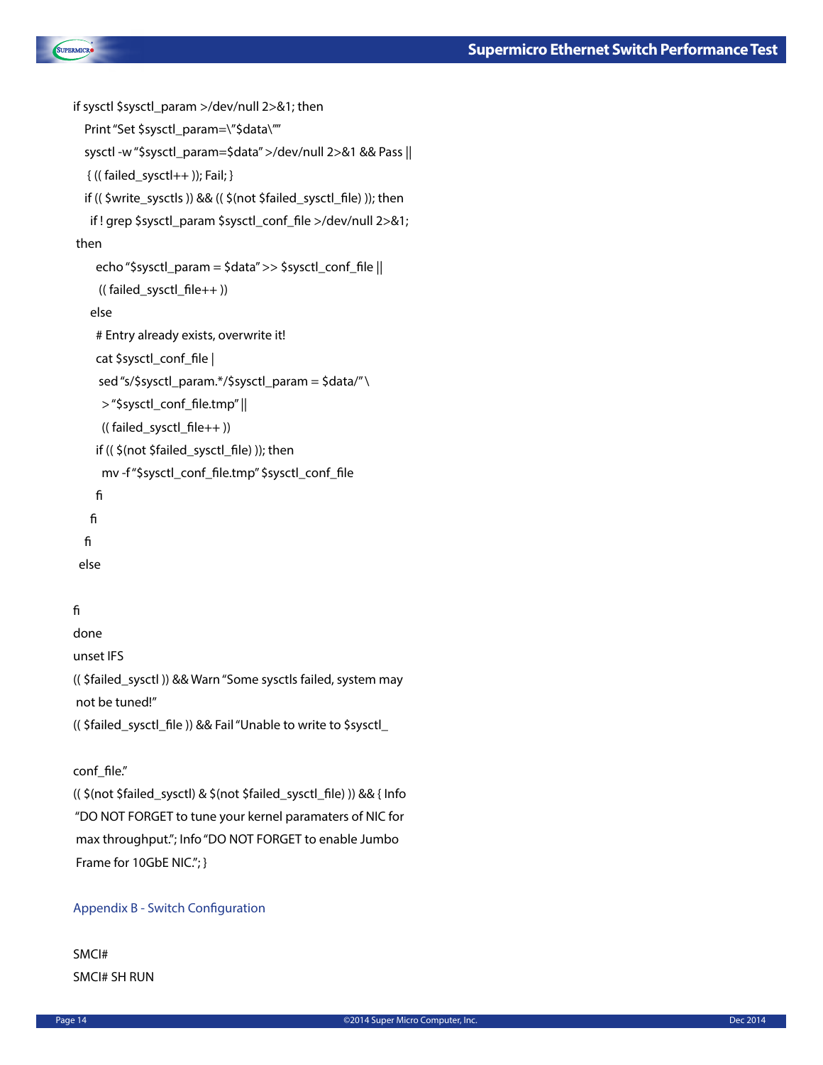```
if sysctl $sysctl_param >/dev/null 2>&1; then
  Print "Set $sysctl_param=\"$data\""
  sysctl -w "$sysctl_param=$data" >/dev/null 2>&1 && Pass ||
   { (( failed_sysctl++ )); Fail; }
  if (( $write_sysctls )) && (( $(not $failed_sysctl_file) )); then
    if ! grep $sysctl_param $sysctl_conf_file >/dev/null 2>&1;
 then
      echo "$sysctl_param = $data" >> $sysctl_conf_file ||
       (( failed_sysctl_file++ ))
    else
      # Entry already exists, overwrite it!
      cat $sysctl_conf_file |
       sed "s/$sysctl_param.*/$sysctl_param = $data/" \
        > "$sysctl_conf_file.tmp" ||
        (( failed_sysctl_file++ ))
      if (( $(not $failed_sysctl_file) )); then
        mv -f "$sysctl_conf_file.tmp" $sysctl_conf_file
      fi
    fi
  fi
 else

fi
done
unset IFS
(( $failed_sysctl )) && Warn "Some sysctls failed, system may
 not be tuned!"
(( $failed_sysctl_file )) && Fail "Unable to write to $sysctl_

conf_file."
(( $(not $failed_sysctl) & $(not $failed_sysctl_file) )) && { Info
 "DO NOT FORGET to tune your kernel paramaters of NIC for
 max throughput."; Info "DO NOT FORGET to enable Jumbo
 Frame for 10GbE NIC."; }
```

## Appendix B - Switch Configuration

```
SMCI#
SMCI# SH RUN
```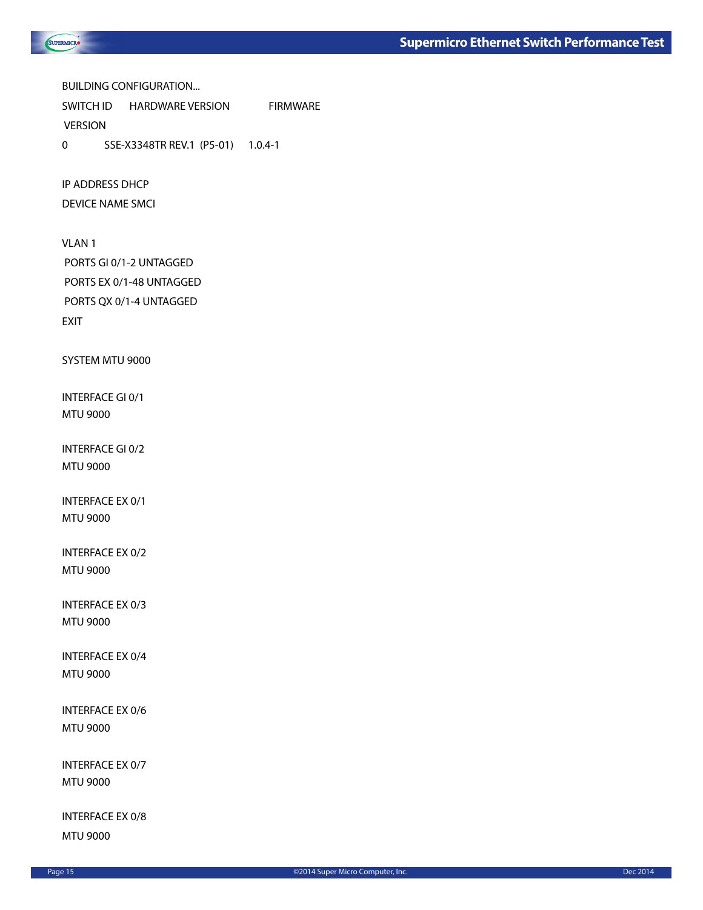BUILDING CONFIGURATION...

SWITCH ID    HARDWARE VERSION    FIRMWARE

VERSION

0    SSE-X3348TR REV.1 (P5-01)    1.0.4-1

IP ADDRESS DHCP

DEVICE NAME SMCI

VLAN 1

PORTS GI 0/1-2 UNTAGGED

PORTS EX 0/1-48 UNTAGGED

PORTS QX 0/1-4 UNTAGGED

EXIT

SYSTEM MTU 9000

INTERFACE GI 0/1

MTU 9000

INTERFACE GI 0/2

MTU 9000

INTERFACE EX 0/1

MTU 9000

INTERFACE EX 0/2

MTU 9000

INTERFACE EX 0/3

MTU 9000

INTERFACE EX 0/4

MTU 9000

INTERFACE EX 0/6

MTU 9000

INTERFACE EX 0/7

MTU 9000

INTERFACE EX 0/8

MTU 9000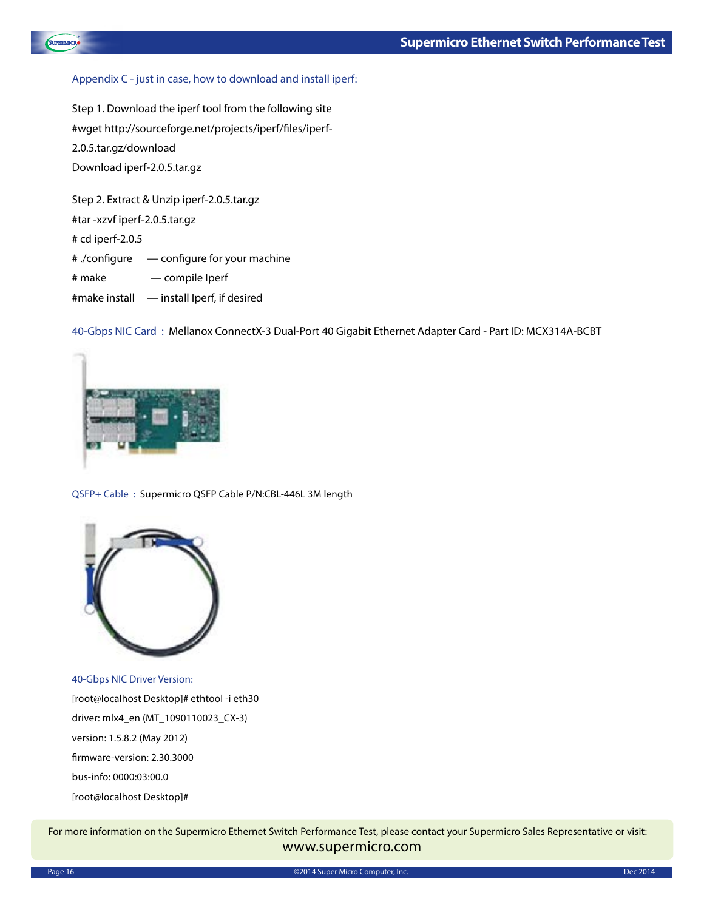## Appendix C - just in case, how to download and install iperf:

Step 1. Download the iperf tool from the following site

#wget http://sourceforge.net/projects/iperf/files/iperf-2.0.5.tar.gz/download

Download iperf-2.0.5.tar.gz

Step 2. Extract & Unzip iperf-2.0.5.tar.gz

#tar -xzvf iperf-2.0.5.tar.gz

# cd iperf-2.0.5

# ./configure — configure for your machine

# make — compile Iperf

#make install — install Iperf, if desired

40-Gbps NIC Card : Mellanox ConnectX-3 Dual-Port 40 Gigabit Ethernet Adapter Card - Part ID: MCX314A-BCBT

QSFP+ Cable : Supermicro QSFP Cable P/N:CBL-446L 3M length

40-Gbps NIC Driver Version:

```
[root@localhost Desktop]# ethtool -i eth30
driver: mlx4_en (MT_1090110023_CX-3)
version: 1.5.8.2 (May 2012)
firmware-version: 2.30.3000
bus-info: 0000:03:00.0
[root@localhost Desktop]#
```

For more information on the Supermicro Ethernet Switch Performance Test, please contact your Supermicro Sales Representative or visit: www.supermicro.com